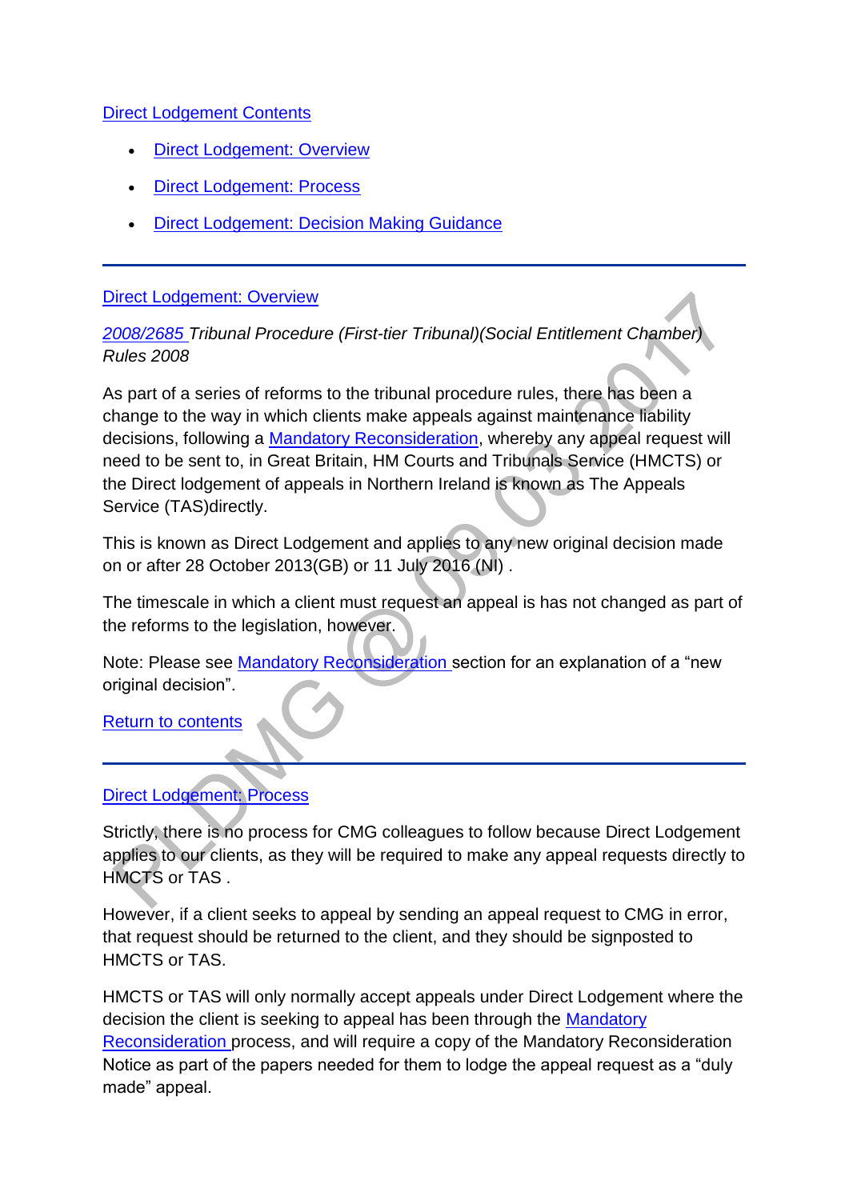Direct Lodgement Contents

- Direct Lodgement: Overview
- Direct Lodgement: Process
- Direct Lodgement: Decision Making Guidance

---

## Direct Lodgement: Overview

*2008/2685 Tribunal Procedure (First-tier Tribunal)(Social Entitlement Chamber) Rules 2008*

As part of a series of reforms to the tribunal procedure rules, there has been a change to the way in which clients make appeals against maintenance liability decisions, following a Mandatory Reconsideration, whereby any appeal request will need to be sent to, in Great Britain, HM Courts and Tribunals Service (HMCTS) or the Direct lodgement of appeals in Northern Ireland is known as The Appeals Service (TAS)directly.

This is known as Direct Lodgement and applies to any new original decision made on or after 28 October 2013(GB) or 11 July 2016 (NI) .

The timescale in which a client must request an appeal is has not changed as part of the reforms to the legislation, however.

Note: Please see Mandatory Reconsideration section for an explanation of a "new original decision".

Return to contents

---

## Direct Lodgement: Process

Strictly, there is no process for CMG colleagues to follow because Direct Lodgement applies to our clients, as they will be required to make any appeal requests directly to HMCTS or TAS .

However, if a client seeks to appeal by sending an appeal request to CMG in error, that request should be returned to the client, and they should be signposted to HMCTS or TAS.

HMCTS or TAS will only normally accept appeals under Direct Lodgement where the decision the client is seeking to appeal has been through the Mandatory Reconsideration process, and will require a copy of the Mandatory Reconsideration Notice as part of the papers needed for them to lodge the appeal request as a "duly made" appeal.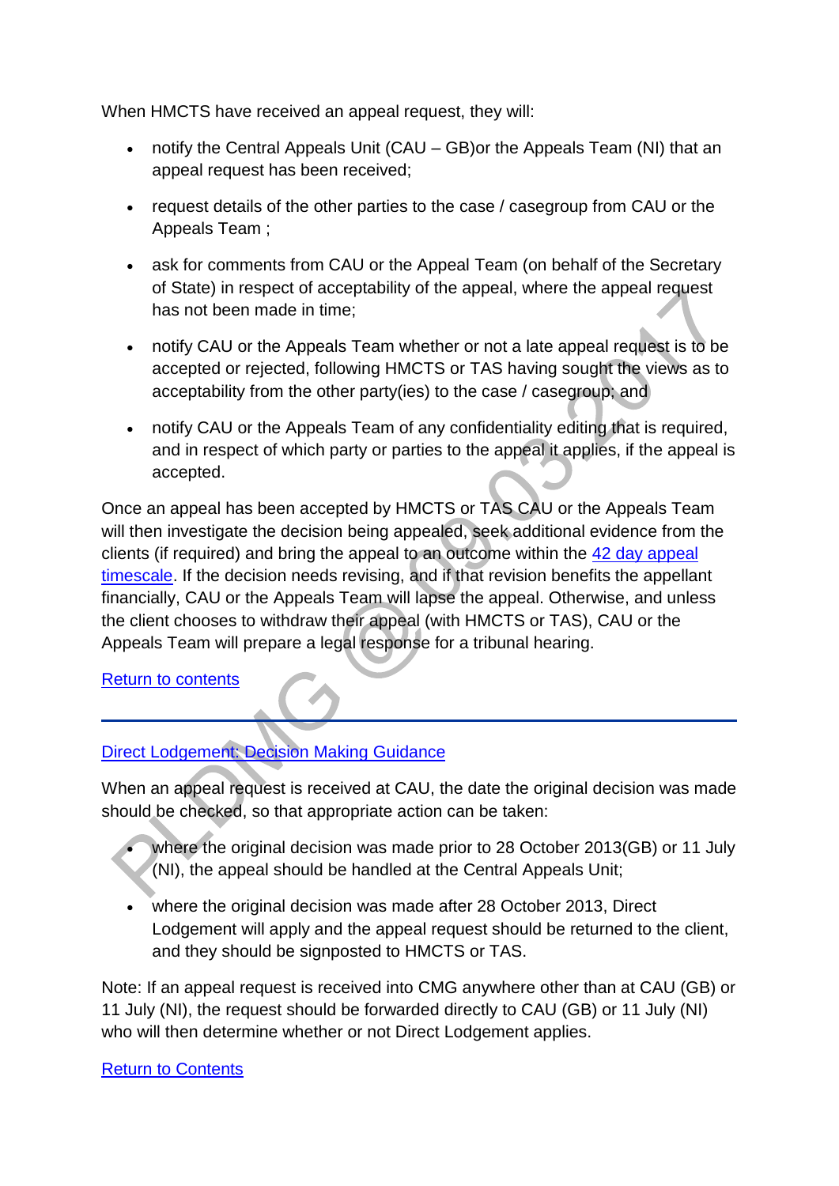When HMCTS have received an appeal request, they will:

- notify the Central Appeals Unit (CAU – GB)or the Appeals Team (NI) that an appeal request has been received;
- request details of the other parties to the case / casegroup from CAU or the Appeals Team ;
- ask for comments from CAU or the Appeal Team (on behalf of the Secretary of State) in respect of acceptability of the appeal, where the appeal request has not been made in time;
- notify CAU or the Appeals Team whether or not a late appeal request is to be accepted or rejected, following HMCTS or TAS having sought the views as to acceptability from the other party(ies) to the case / casegroup; and
- notify CAU or the Appeals Team of any confidentiality editing that is required, and in respect of which party or parties to the appeal it applies, if the appeal is accepted.

Once an appeal has been accepted by HMCTS or TAS CAU or the Appeals Team will then investigate the decision being appealed, seek additional evidence from the clients (if required) and bring the appeal to an outcome within the 42 day appeal timescale. If the decision needs revising, and if that revision benefits the appellant financially, CAU or the Appeals Team will lapse the appeal. Otherwise, and unless the client chooses to withdraw their appeal (with HMCTS or TAS), CAU or the Appeals Team will prepare a legal response for a tribunal hearing.

Return to contents

---

## Direct Lodgement: Decision Making Guidance

When an appeal request is received at CAU, the date the original decision was made should be checked, so that appropriate action can be taken:

- where the original decision was made prior to 28 October 2013(GB) or 11 July (NI), the appeal should be handled at the Central Appeals Unit;
- where the original decision was made after 28 October 2013, Direct Lodgement will apply and the appeal request should be returned to the client, and they should be signposted to HMCTS or TAS.

Note: If an appeal request is received into CMG anywhere other than at CAU (GB) or 11 July (NI), the request should be forwarded directly to CAU (GB) or 11 July (NI) who will then determine whether or not Direct Lodgement applies.

Return to Contents